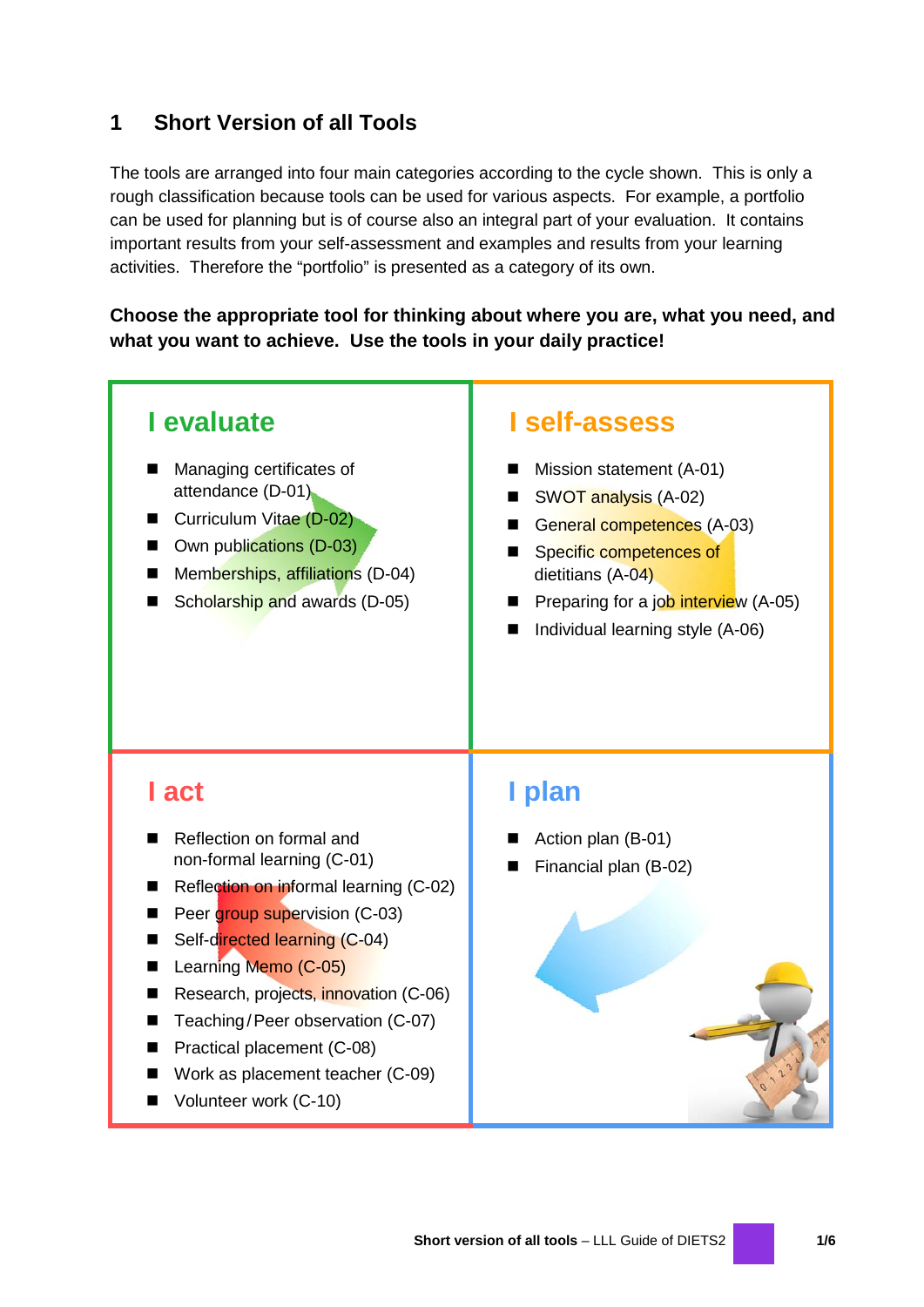# 1 Short Version of all Tools

The tools are arranged into four main categories according to the cycle shown. This is only a rough classification because tools can be used for various aspects. For example, a portfolio can be used for planning but is of course also an integral part of your evaluation. It contains important results from your self-assessment and examples and results from your learning activities. Therefore the "portfolio" is presented as a category of its own.

**Choose the appropriate tool for thinking about where you are, what you need, and what you want to achieve. Use the tools in your daily practice!**

## I evaluate

- Managing certificates of attendance (D-01)
- Curriculum Vitae (D-02)
- Own publications (D-03)
- Memberships, affiliations (D-04)
- Scholarship and awards (D-05)

## I self-assess

- Mission statement (A-01)
- SWOT analysis (A-02)
- General competences (A-03)
- Specific competences of dietitians (A-04)
- Preparing for a job interview (A-05)
- Individual learning style (A-06)

## I act

- Reflection on formal and non-formal learning (C-01)
- Reflection on informal learning (C-02)
- Peer group supervision (C-03)
- Self-directed learning (C-04)
- Learning Memo (C-05)
- Research, projects, innovation (C-06)
- Teaching / Peer observation (C-07)
- Practical placement (C-08)
- Work as placement teacher (C-09)
- Volunteer work (C-10)

## I plan

- Action plan (B-01)
- Financial plan (B-02)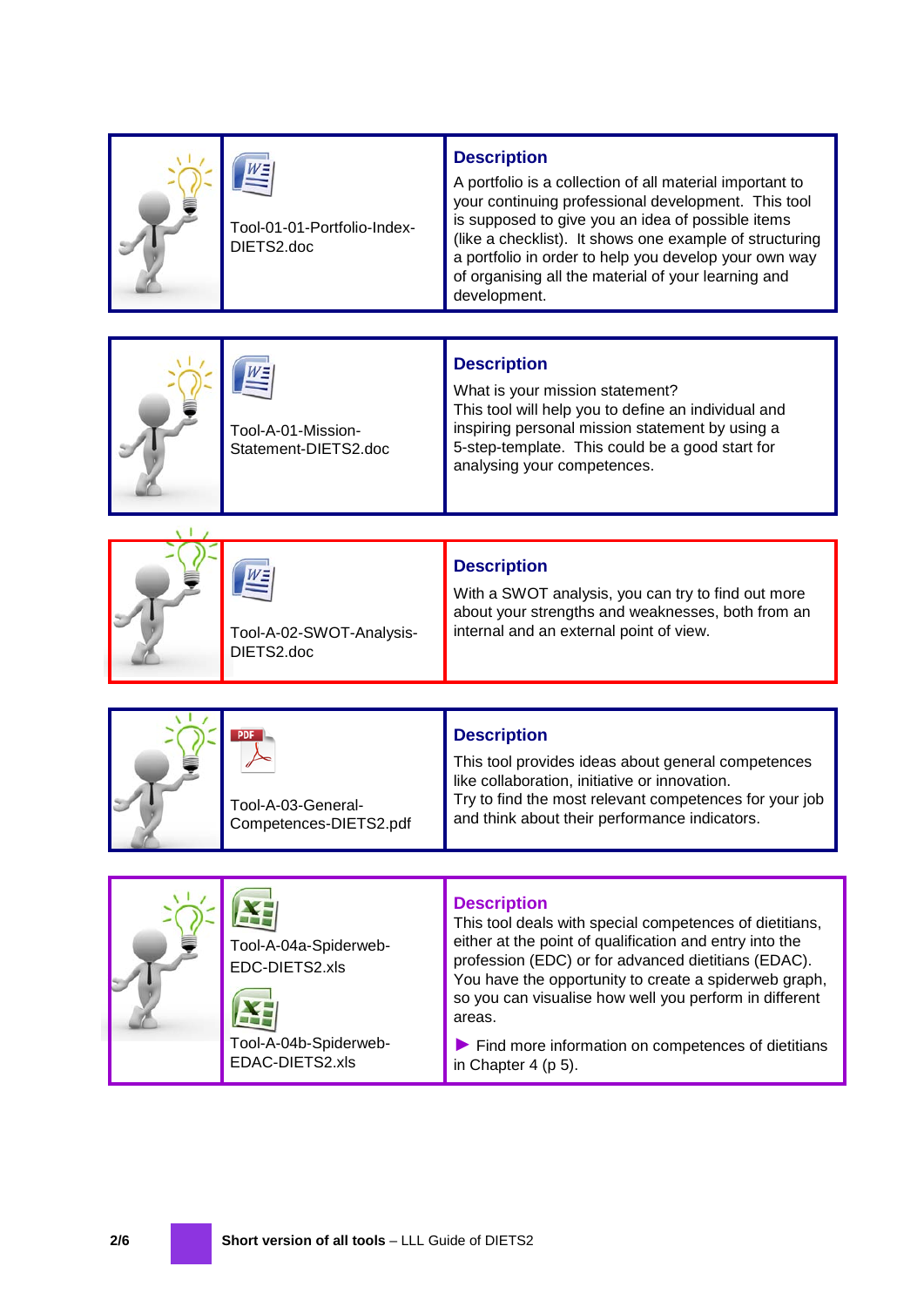| Tool | Description |
| --- | --- |
| Tool-01-01-Portfolio-Index-DIETS2.doc | **Description**<br>A portfolio is a collection of all material important to your continuing professional development. This tool is supposed to give you an idea of possible items (like a checklist). It shows one example of structuring a portfolio in order to help you develop your own way of organising all the material of your learning and development. |
| Tool-A-01-Mission-Statement-DIETS2.doc | **Description**<br>What is your mission statement?<br>This tool will help you to define an individual and inspiring personal mission statement by using a 5-step-template. This could be a good start for analysing your competences. |
| Tool-A-02-SWOT-Analysis-DIETS2.doc | **Description**<br>With a SWOT analysis, you can try to find out more about your strengths and weaknesses, both from an internal and an external point of view. |
| Tool-A-03-General-Competences-DIETS2.pdf | **Description**<br>This tool provides ideas about general competences like collaboration, initiative or innovation.<br>Try to find the most relevant competences for your job and think about their performance indicators. |
| Tool-A-04a-Spiderweb-EDC-DIETS2.xls<br><br>Tool-A-04b-Spiderweb-EDAC-DIETS2.xls | **Description**<br>This tool deals with special competences of dietitians, either at the point of qualification and entry into the profession (EDC) or for advanced dietitians (EDAC). You have the opportunity to create a spiderweb graph, so you can visualise how well you perform in different areas.<br><br>► Find more information on competences of dietitians in Chapter 4 (p 5). |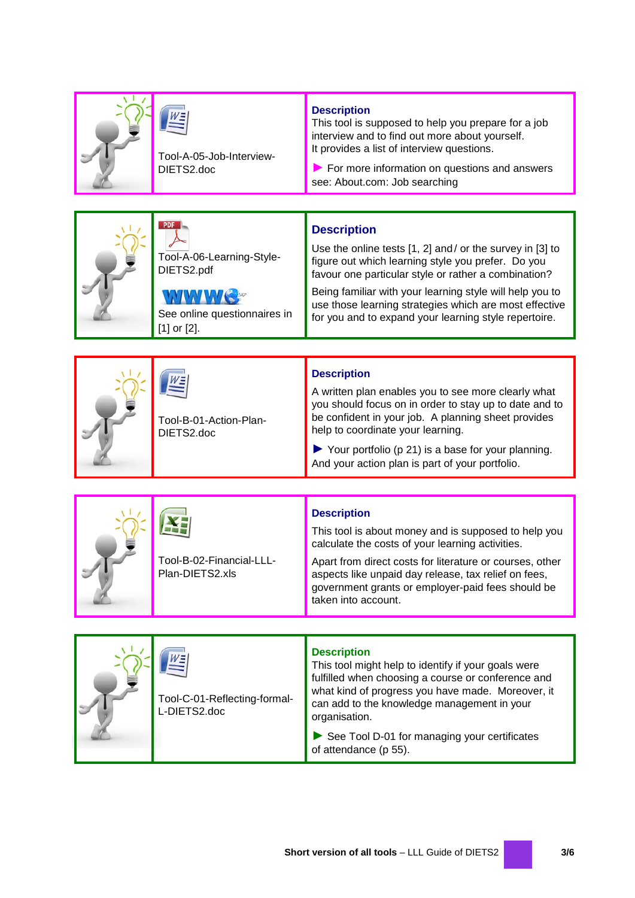| Tool | Description |
|---|---|
| Tool-A-05-Job-Interview-DIETS2.doc | **Description**<br>This tool is supposed to help you prepare for a job interview and to find out more about yourself.<br>It provides a list of interview questions.<br>► For more information on questions and answers see: About.com: Job searching |
| Tool-A-06-Learning-Style-DIETS2.pdf<br>See online questionnaires in [1] or [2]. | **Description**<br>Use the online tests [1, 2] and/ or the survey in [3] to figure out which learning style you prefer. Do you favour one particular style or rather a combination?<br>Being familiar with your learning style will help you to use those learning strategies which are most effective for you and to expand your learning style repertoire. |
| Tool-B-01-Action-Plan-DIETS2.doc | **Description**<br>A written plan enables you to see more clearly what you should focus on in order to stay up to date and to be confident in your job. A planning sheet provides help to coordinate your learning.<br>► Your portfolio (p 21) is a base for your planning. And your action plan is part of your portfolio. |
| Tool-B-02-Financial-LLL-Plan-DIETS2.xls | **Description**<br>This tool is about money and is supposed to help you calculate the costs of your learning activities.<br>Apart from direct costs for literature or courses, other aspects like unpaid day release, tax relief on fees, government grants or employer-paid fees should be taken into account. |
| Tool-C-01-Reflecting-formal-L-DIETS2.doc | **Description**<br>This tool might help to identify if your goals were fulfilled when choosing a course or conference and what kind of progress you have made. Moreover, it can add to the knowledge management in your organisation.<br>► See Tool D-01 for managing your certificates of attendance (p 55). |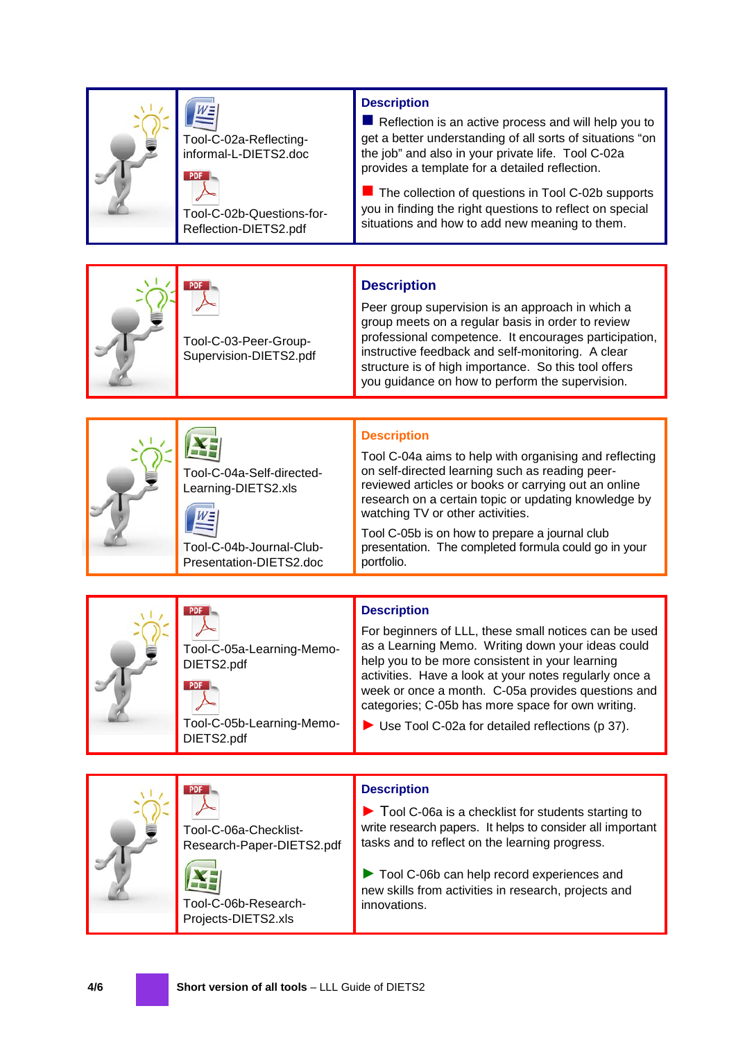| | Files | Description |
|---|---|---|
| | Tool-C-02a-Reflecting-informal-L-DIETS2.doc<br><br>Tool-C-02b-Questions-for-Reflection-DIETS2.pdf | **Description**<br>■ Reflection is an active process and will help you to get a better understanding of all sorts of situations "on the job" and also in your private life. Tool C-02a provides a template for a detailed reflection.<br><br>■ The collection of questions in Tool C-02b supports you in finding the right questions to reflect on special situations and how to add new meaning to them. |

| | Files | Description |
|---|---|---|
| | Tool-C-03-Peer-Group-Supervision-DIETS2.pdf | **Description**<br>Peer group supervision is an approach in which a group meets on a regular basis in order to review professional competence. It encourages participation, instructive feedback and self-monitoring. A clear structure is of high importance. So this tool offers you guidance on how to perform the supervision. |

| | Files | Description |
|---|---|---|
| | Tool-C-04a-Self-directed-Learning-DIETS2.xls<br><br>Tool-C-04b-Journal-Club-Presentation-DIETS2.doc | **Description**<br>Tool C-04a aims to help with organising and reflecting on self-directed learning such as reading peer-reviewed articles or books or carrying out an online research on a certain topic or updating knowledge by watching TV or other activities.<br><br>Tool C-05b is on how to prepare a journal club presentation. The completed formula could go in your portfolio. |

| | Files | Description |
|---|---|---|
| | Tool-C-05a-Learning-Memo-DIETS2.pdf<br><br>Tool-C-05b-Learning-Memo-DIETS2.pdf | **Description**<br>For beginners of LLL, these small notices can be used as a Learning Memo. Writing down your ideas could help you to be more consistent in your learning activities. Have a look at your notes regularly once a week or once a month. C-05a provides questions and categories; C-05b has more space for own writing.<br><br>► Use Tool C-02a for detailed reflections (p 37). |

| | Files | Description |
|---|---|---|
| | Tool-C-06a-Checklist-Research-Paper-DIETS2.pdf<br><br>Tool-C-06b-Research-Projects-DIETS2.xls | **Description**<br>► Tool C-06a is a checklist for students starting to write research papers. It helps to consider all important tasks and to reflect on the learning progress.<br><br>► Tool C-06b can help record experiences and new skills from activities in research, projects and innovations. |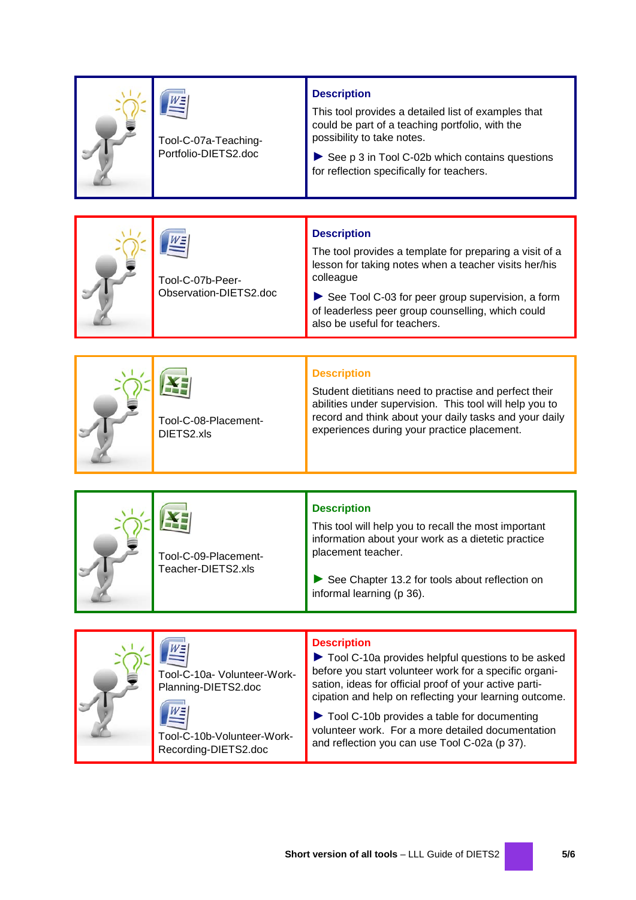| | Tool | Description |
|---|---|---|
| | Tool-C-07a-Teaching-Portfolio-DIETS2.doc | **Description** This tool provides a detailed list of examples that could be part of a teaching portfolio, with the possibility to take notes. ► See p 3 in Tool C-02b which contains questions for reflection specifically for teachers. |
| | Tool-C-07b-Peer-Observation-DIETS2.doc | **Description** The tool provides a template for preparing a visit of a lesson for taking notes when a teacher visits her/his colleague ► See Tool C-03 for peer group supervision, a form of leaderless peer group counselling, which could also be useful for teachers. |
| | Tool-C-08-Placement-DIETS2.xls | **Description** Student dietitians need to practise and perfect their abilities under supervision. This tool will help you to record and think about your daily tasks and your daily experiences during your practice placement. |
| | Tool-C-09-Placement-Teacher-DIETS2.xls | **Description** This tool will help you to recall the most important information about your work as a dietetic practice placement teacher. ► See Chapter 13.2 for tools about reflection on informal learning (p 36). |
| | Tool-C-10a- Volunteer-Work-Planning-DIETS2.doc<br>Tool-C-10b-Volunteer-Work-Recording-DIETS2.doc | **Description** ► Tool C-10a provides helpful questions to be asked before you start volunteer work for a specific organisation, ideas for official proof of your active participation and help on reflecting your learning outcome. ► Tool C-10b provides a table for documenting volunteer work. For a more detailed documentation and reflection you can use Tool C-02a (p 37). |

**Short version of all tools** – LLL Guide of DIETS2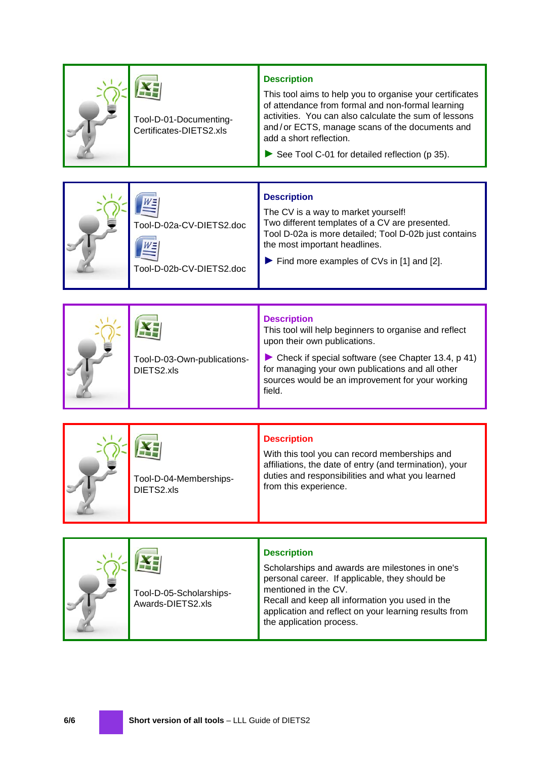| | Tool | Description |
|---|---|---|
| | Tool-D-01-Documenting-Certificates-DIETS2.xls | **Description**<br>This tool aims to help you to organise your certificates of attendance from formal and non-formal learning activities. You can also calculate the sum of lessons and / or ECTS, manage scans of the documents and add a short reflection.<br>▶ See Tool C-01 for detailed reflection (p 35). |

| | Tool | Description |
|---|---|---|
| | Tool-D-02a-CV-DIETS2.doc<br>Tool-D-02b-CV-DIETS2.doc | **Description**<br>The CV is a way to market yourself!<br>Two different templates of a CV are presented.<br>Tool D-02a is more detailed; Tool D-02b just contains the most important headlines.<br>▶ Find more examples of CVs in [1] and [2]. |

| | Tool | Description |
|---|---|---|
| | Tool-D-03-Own-publications-DIETS2.xls | **Description**<br>This tool will help beginners to organise and reflect upon their own publications.<br>▶ Check if special software (see Chapter 13.4, p 41) for managing your own publications and all other sources would be an improvement for your working field. |

| | Tool | Description |
|---|---|---|
| | Tool-D-04-Memberships-DIETS2.xls | **Description**<br>With this tool you can record memberships and affiliations, the date of entry (and termination), your duties and responsibilities and what you learned from this experience. |

| | Tool | Description |
|---|---|---|
| | Tool-D-05-Scholarships-Awards-DIETS2.xls | **Description**<br>Scholarships and awards are milestones in one's personal career. If applicable, they should be mentioned in the CV.<br>Recall and keep all information you used in the application and reflect on your learning results from the application process. |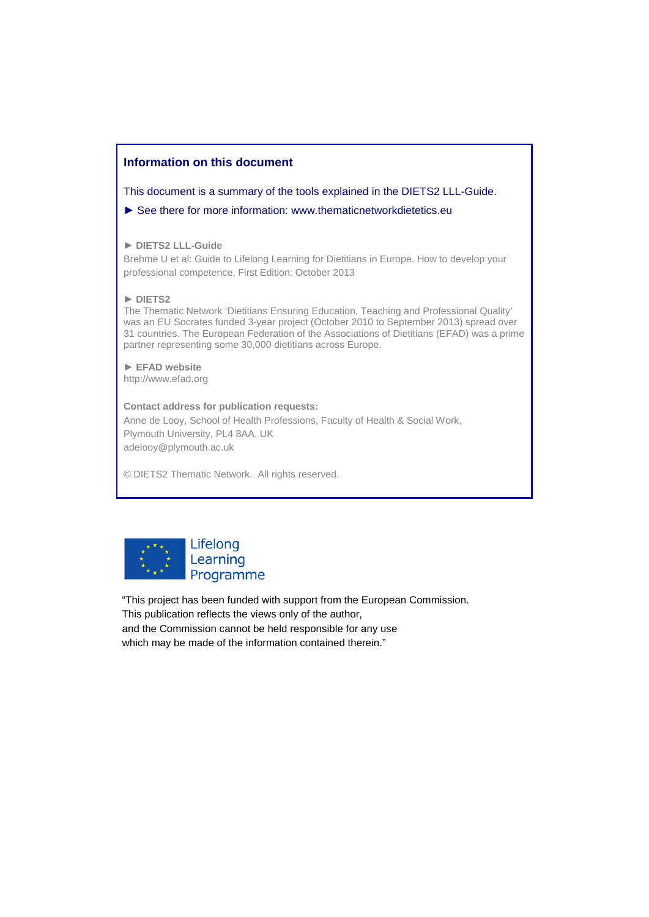## Information on this document

This document is a summary of the tools explained in the DIETS2 LLL-Guide.

► See there for more information: www.thematicnetworkdietetics.eu

**► DIETS2 LLL-Guide**

Brehme U et al: Guide to Lifelong Learning for Dietitians in Europe. How to develop your professional competence. First Edition: October 2013

**► DIETS2**

The Thematic Network 'Dietitians Ensuring Education, Teaching and Professional Quality' was an EU Socrates funded 3-year project (October 2010 to September 2013) spread over 31 countries. The European Federation of the Associations of Dietitians (EFAD) was a prime partner representing some 30,000 dietitians across Europe.

**► EFAD website**

http://www.efad.org

**Contact address for publication requests:**

Anne de Looy, School of Health Professions, Faculty of Health & Social Work, Plymouth University, PL4 8AA, UK

adelooy@plymouth.ac.uk

© DIETS2 Thematic Network. All rights reserved.

Lifelong Learning Programme

"This project has been funded with support from the European Commission. This publication reflects the views only of the author, and the Commission cannot be held responsible for any use which may be made of the information contained therein."